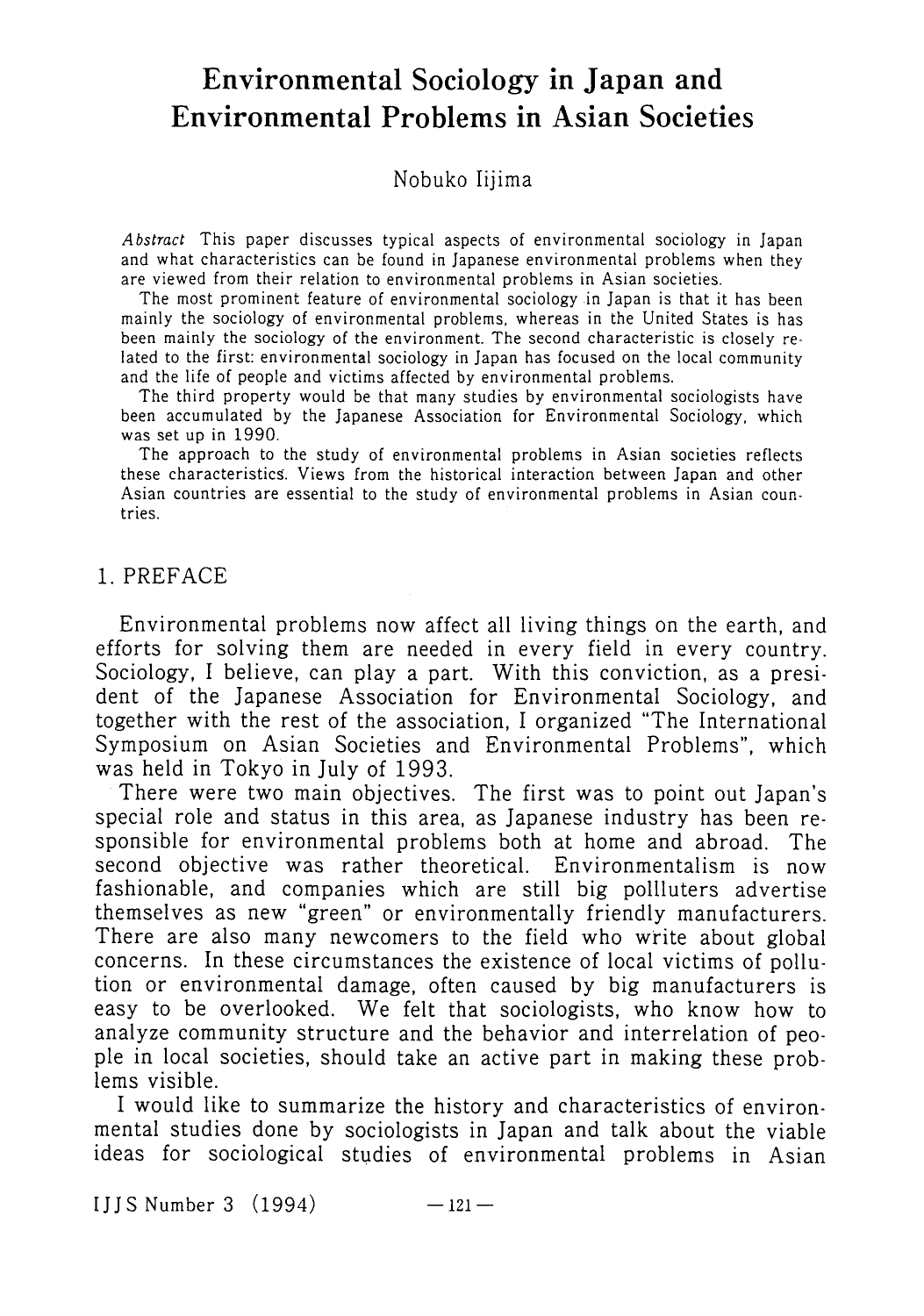# Environmental Sociology in Japan and Environmental Problems in Asian Societies

Nobuko Iijima

*Abstract* This paper discusses typical aspects of environmental sociology in Japan and what characteristics can be found in Japanese environmental problems when they are viewed from their relation to environmental problems in Asian societies.

The most prominent feature of environmental sociology in Japan is that it has been mainly the sociology of environmental problems, whereas in the United States is has been mainly the sociology of the environment. The second characteristic is closely related to the first: environmental sociology in Japan has focused on the local community and the life of people and victims affected by environmental problems.

The third property would be that many studies by environmental sociologists have been accumulated by the Japanese Association for Environmental Sociology, which was set up in 1990.

The approach to the study of environmental problems in Asian societies reflects these characteristics. Views from the historical interaction between Japan and other Asian countries are essential to the study of environmental problems in Asian countries.

## 1. PREFACE

Environmental problems now affect all living things on the earth, and efforts for solving them are needed in every field in every country. Sociology, I believe, can play a part. With this conviction, as a president of the Japanese Association for Environmental Sociology, and together with the rest of the association, I organized "The International Symposium on Asian Societies and Environmental Problems", which was held in Tokyo in July of 1993.

There were two main objectives. The first was to point out Japan's special role and status in this area, as Japanese industry has been responsible for environmental problems both at home and abroad. The second objective was rather theoretical. Environmentalism is now fashionable, and companies which are still big pollluters advertise themselves as new "green" or environmentally friendly manufacturers. There are also many newcomers to the field who write about global concerns. In these circumstances the existence of local victims of pollution or environmental damage, often caused by big manufacturers is easy to be overlooked. We felt that sociologists, who know how to analyze community structure and the behavior and interrelation of people in local societies, should take an active part in making these problems visible.

I would like to summarize the history and characteristics of environmental studies done by sociologists in Japan and talk about the viable ideas for sociological studies of environmental problems in Asian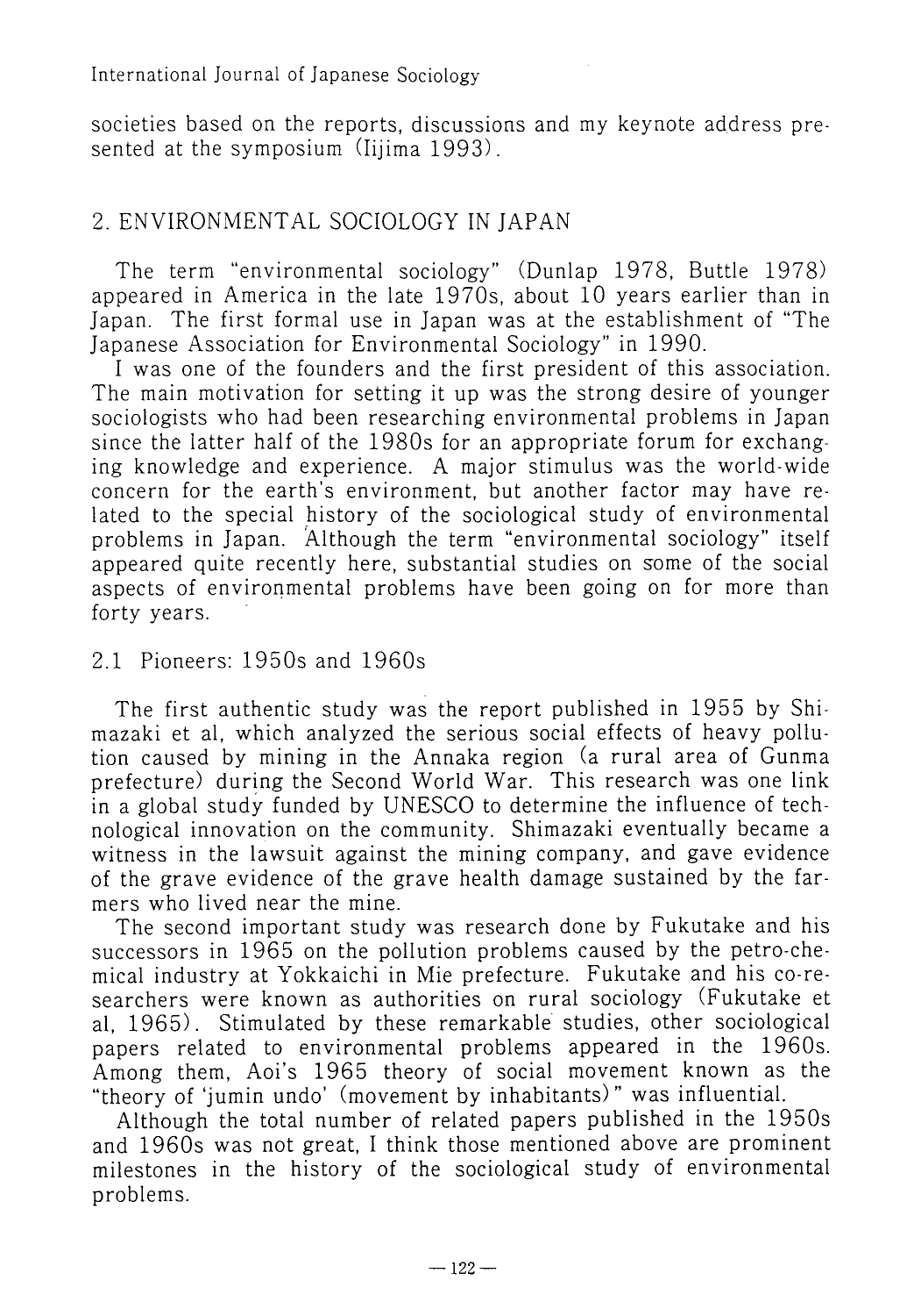societies based on the reports, discussions and my keynote address presented at the symposium (Iijima 1993).

## 2. ENVIRONMENTAL SOCIOLOGY IN JAPAN

The term "environmental sociology" (Dunlap 1978, Buttle 1978) appeared in America in the late 1970s, about 10 years earlier than in Japan. The first formal use in Japan was at the establishment of "The Japanese Association for Environmental Sociology" in 1990.

I was one of the founders and the first president of this association. The main motivation for setting it up was the strong desire of younger sociologists who had been researching environmental problems in Japan since the latter half of the 1980s for an appropriate forum for exchanging knowledge and experience. A major stimulus was the world-wide concern for the earth's environment, but another factor may have related to the special history of the sociological study of environmental problems in Japan. Although the term "environmental sociology" itself appeared quite recently here, substantial studies on some of the social aspects of environmental problems have been going on for more than forty years.

### 2.1 Pioneers: 1950s and 1960s

The first authentic study was the report published in 1955 by Shimazaki et al, which analyzed the serious social effects of heavy pollution caused by mining in the Annaka region (a rural area of Gunma prefecture) during the Second World War. This research was one link in a global study funded by UNESCO to determine the influence of technological innovation on the community. Shimazaki eventually became a witness in the lawsuit against the mining company, and gave evidence of the grave evidence of the grave health damage sustained by the farmers who lived near the mine.

The second important study was research done by Fukutake and his successors in 1965 on the pollution problems caused by the petro-chemical industry at Yokkaichi in Mie prefecture. Fukutake and his co-researchers were known as authorities on rural sociology (Fukutake et al, 1965). Stimulated by these remarkable studies, other sociological papers related to environmental problems appeared in the 1960s. Among them, Aoi's 1965 theory of social movement known as the "theory of 'jumin undo' (movement by inhabitants)" was influential.

Although the total number of related papers published in the 1950s and 1960s was not great, I think those mentioned above are prominent milestones in the history of the sociological study of environmental problems.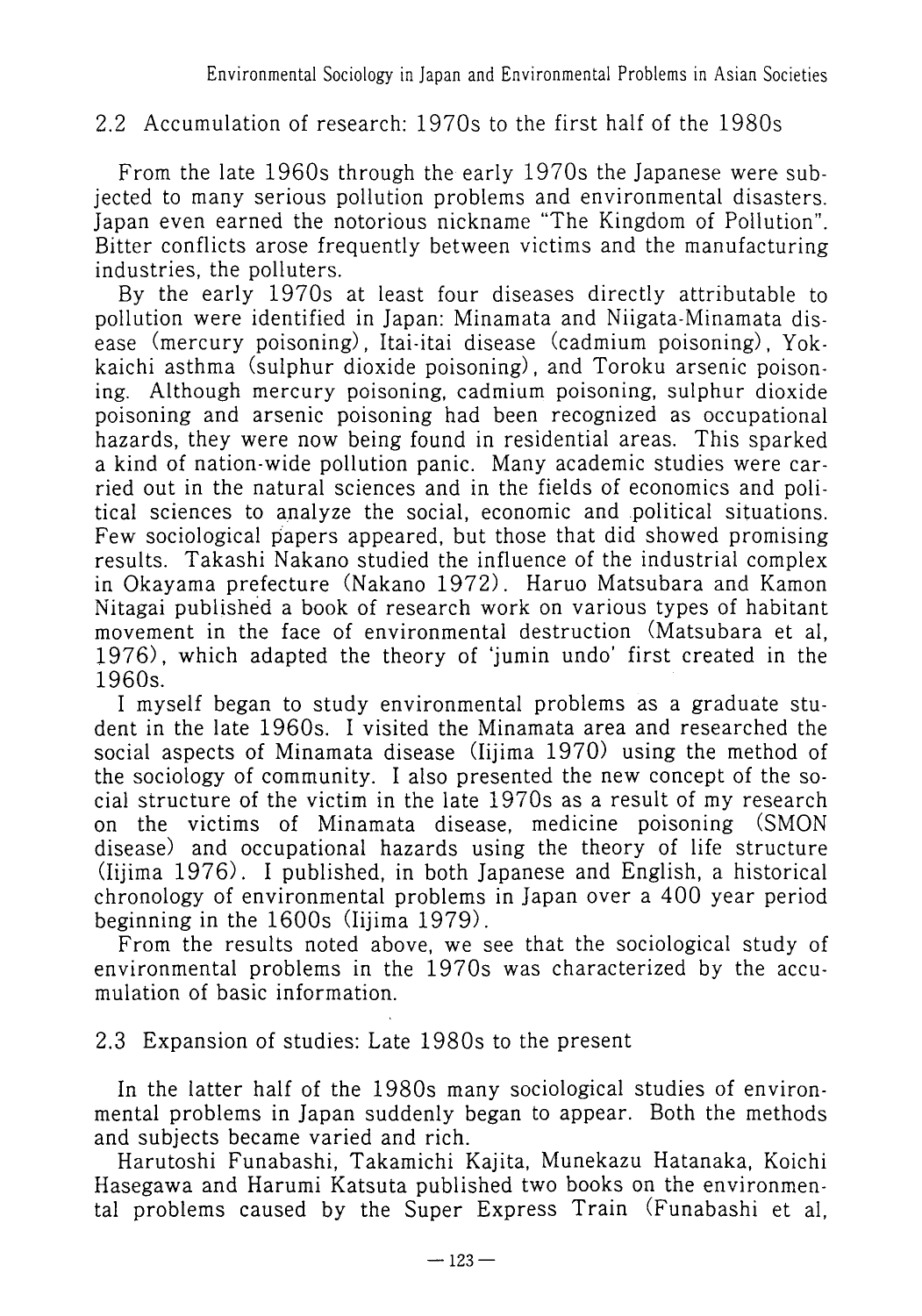## 2.2 Accumulation of research: 1970s to the first half of the 1980s

From the late 1960s through the early 1970s the Japanese were subjected to many serious pollution problems and environmental disasters. Japan even earned the notorious nickname "The Kingdom of Pollution". Bitter conflicts arose frequently between victims and the manufacturing industries, the polluters.

By the early 1970s at least four diseases directly attributable to pollution were identified in Japan: Minamata and Niigata-Minamata disease (mercury poisoning), Itai-itai disease (cadmium poisoning), Yokkaichi asthma (sulphur dioxide poisoning), and Toroku arsenic poisoning. Although mercury poisoning, cadmium poisoning, sulphur dioxide poisoning and arsenic poisoning had been recognized as occupational hazards, they were now being found in residential areas. This sparked a kind of nation-wide pollution panic. Many academic studies were carried out in the natural sciences and in the fields of economics and political sciences to analyze the social, economic and political situations. Few sociological papers appeared, but those that did showed promising results. Takashi Nakano studied the influence of the industrial complex in Okayama prefecture (Nakano 1972). Haruo Matsubara and Kamon Nitagai published a book of research work on various types of habitant movement in the face of environmental destruction (Matsubara et al, 1976), which adapted the theory of 'jumin undo' first created in the 1960s.

I myself began to study environmental problems as a graduate student in the late 1960s. I visited the Minamata area and researched the social aspects of Minamata disease (Iijima 1970) using the method of the sociology of community. I also presented the new concept of the social structure of the victim in the late 1970s as a result of my research on the victims of Minamata disease, medicine poisoning (SMON disease) and occupational hazards using the theory of life structure (Iijima 1976). I published, in both Japanese and English, a historical chronology of environmental problems in Japan over a 400 year period beginning in the 1600s (Iijima 1979).

From the results noted above, we see that the sociological study of environmental problems in the 1970s was characterized by the accumulation of basic information.

## 2.3 Expansion of studies: Late 1980s to the present

In the latter half of the 1980s many sociological studies of environmental problems in Japan suddenly began to appear. Both the methods and subjects became varied and rich.

Harutoshi Funabashi, Takamichi Kajita, Munekazu Hatanaka, Koichi Hasegawa and Harumi Katsuta published two books on the environmental problems caused by the Super Express Train (Funabashi et al,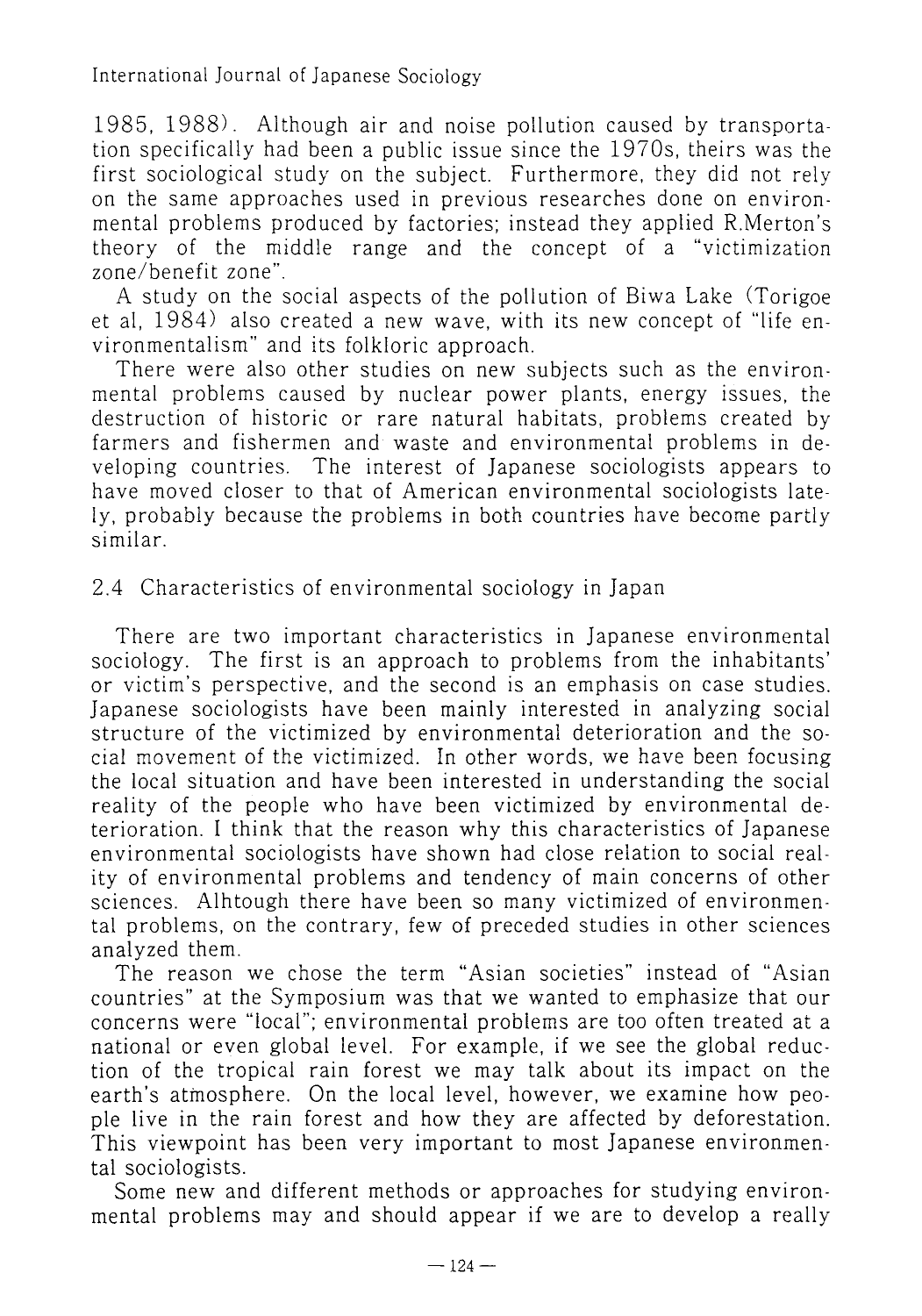1985, 1988). Although air and noise pollution caused by transportation specifically had been a public issue since the 1970s, theirs was the first sociological study on the subject. Furthermore, they did not rely on the same approaches used in previous researches done on environmental problems produced by factories; instead they applied R.Merton's theory of the middle range and the concept of a "victimization zone/benefit zone".

A study on the social aspects of the pollution of Biwa Lake (Torigoe et al, 1984) also created a new wave, with its new concept of "life environmentalism" and its folkloric approach.

There were also other studies on new subjects such as the environmental problems caused by nuclear power plants, energy issues, the destruction of historic or rare natural habitats, problems created by farmers and fishermen and waste and environmental problems in developing countries. The interest of Japanese sociologists appears to have moved closer to that of American environmental sociologists lately, probably because the problems in both countries have become partly similar.

### 2.4 Characteristics of environmental sociology in Japan

There are two important characteristics in Japanese environmental sociology. The first is an approach to problems from the inhabitants' or victim's perspective, and the second is an emphasis on case studies. Japanese sociologists have been mainly interested in analyzing social structure of the victimized by environmental deterioration and the social movement of the victimized. In other words, we have been focusing the local situation and have been interested in understanding the social reality of the people who have been victimized by environmental deterioration. I think that the reason why this characteristics of Japanese environmental sociologists have shown had close relation to social reality of environmental problems and tendency of main concerns of other sciences. Alhtough there have been so many victimized of environmental problems, on the contrary, few of preceded studies in other sciences analyzed them.

The reason we chose the term "Asian societies" instead of "Asian countries" at the Symposium was that we wanted to emphasize that our concerns were "local"; environmental problems are too often treated at a national or even global level. For example, if we see the global reduction of the tropical rain forest we may talk about its impact on the earth's atmosphere. On the local level, however, we examine how people live in the rain forest and how they are affected by deforestation. This viewpoint has been very important to most Japanese environmental sociologists.

Some new and different methods or approaches for studying environmental problems may and should appear if we are to develop a really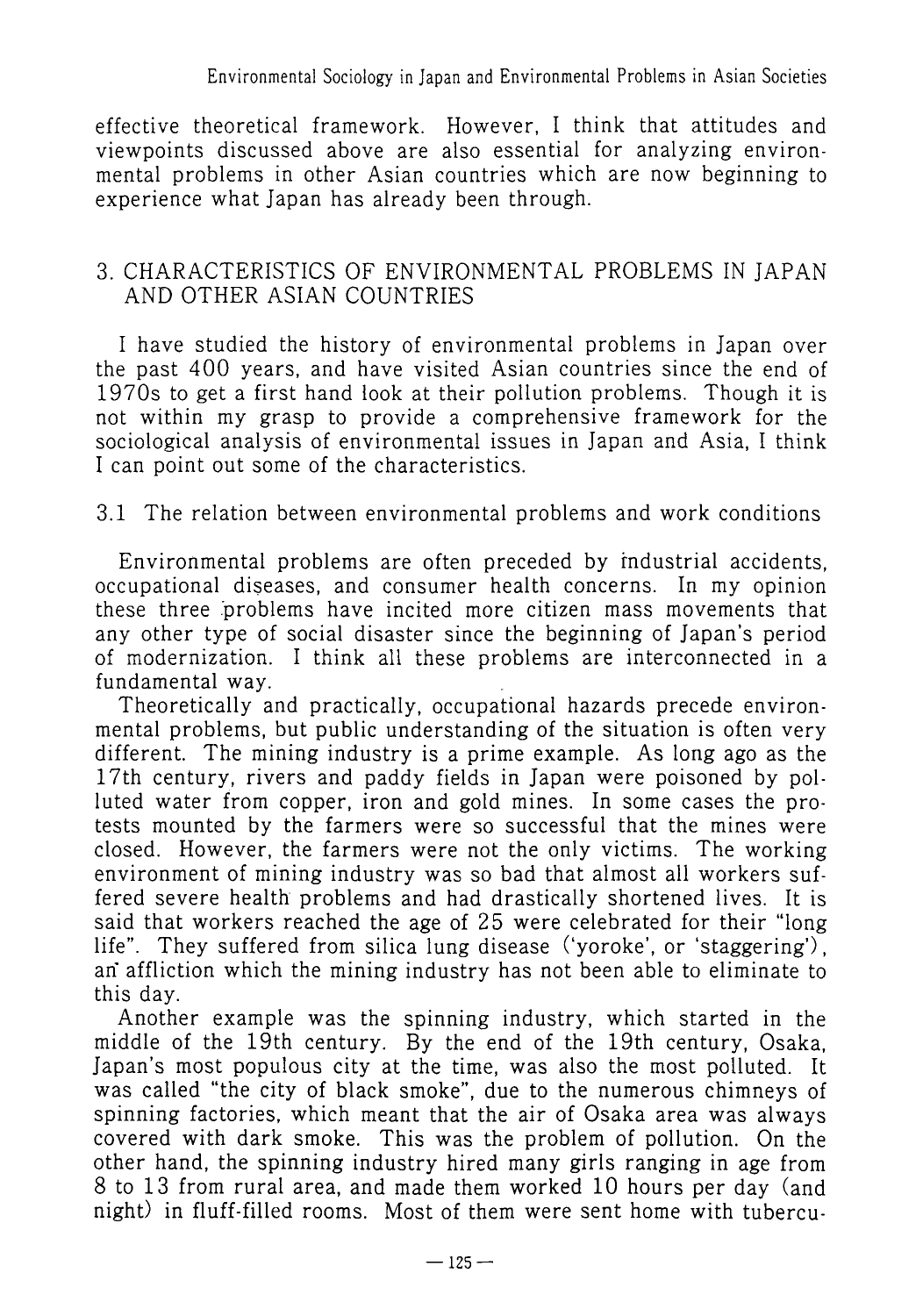effective theoretical framework. However, I think that attitudes and viewpoints discussed above are also essential for analyzing environmental problems in other Asian countries which are now beginning to experience what Japan has already been through.

## 3. CHARACTERISTICS OF ENVIRONMENTAL PROBLEMS IN JAPAN AND OTHER ASIAN COUNTRIES

I have studied the history of environmental problems in Japan over the past 400 years, and have visited Asian countries since the end of 1970s to get a first hand look at their pollution problems. Though it is not within my grasp to provide a comprehensive framework for the sociological analysis of environmental issues in Japan and Asia, I think I can point out some of the characteristics.

### 3.1 The relation between environmental problems and work conditions

Environmental problems are often preceded by industrial accidents, occupational diseases, and consumer health concerns. In my opinion these three problems have incited more citizen mass movements that any other type of social disaster since the beginning of Japan's period of modernization. I think all these problems are interconnected in a fundamental way.

Theoretically and practically, occupational hazards precede environmental problems, but public understanding of the situation is often very different. The mining industry is a prime example. As long ago as the 17th century, rivers and paddy fields in Japan were poisoned by polluted water from copper, iron and gold mines. In some cases the protests mounted by the farmers were so successful that the mines were closed. However, the farmers were not the only victims. The working environment of mining industry was so bad that almost all workers suffered severe health problems and had drastically shortened lives. It is said that workers reached the age of 25 were celebrated for their "long life". They suffered from silica lung disease ('yoroke', or 'staggering'), an affliction which the mining industry has not been able to eliminate to this day.

Another example was the spinning industry, which started in the middle of the 19th century. By the end of the 19th century, Osaka, Japan's most populous city at the time, was also the most polluted. It was called "the city of black smoke", due to the numerous chimneys of spinning factories, which meant that the air of Osaka area was always covered with dark smoke. This was the problem of pollution. On the other hand, the spinning industry hired many girls ranging in age from 8 to 13 from rural area, and made them worked 10 hours per day (and night) in fluff-filled rooms. Most of them were sent home with tubercu-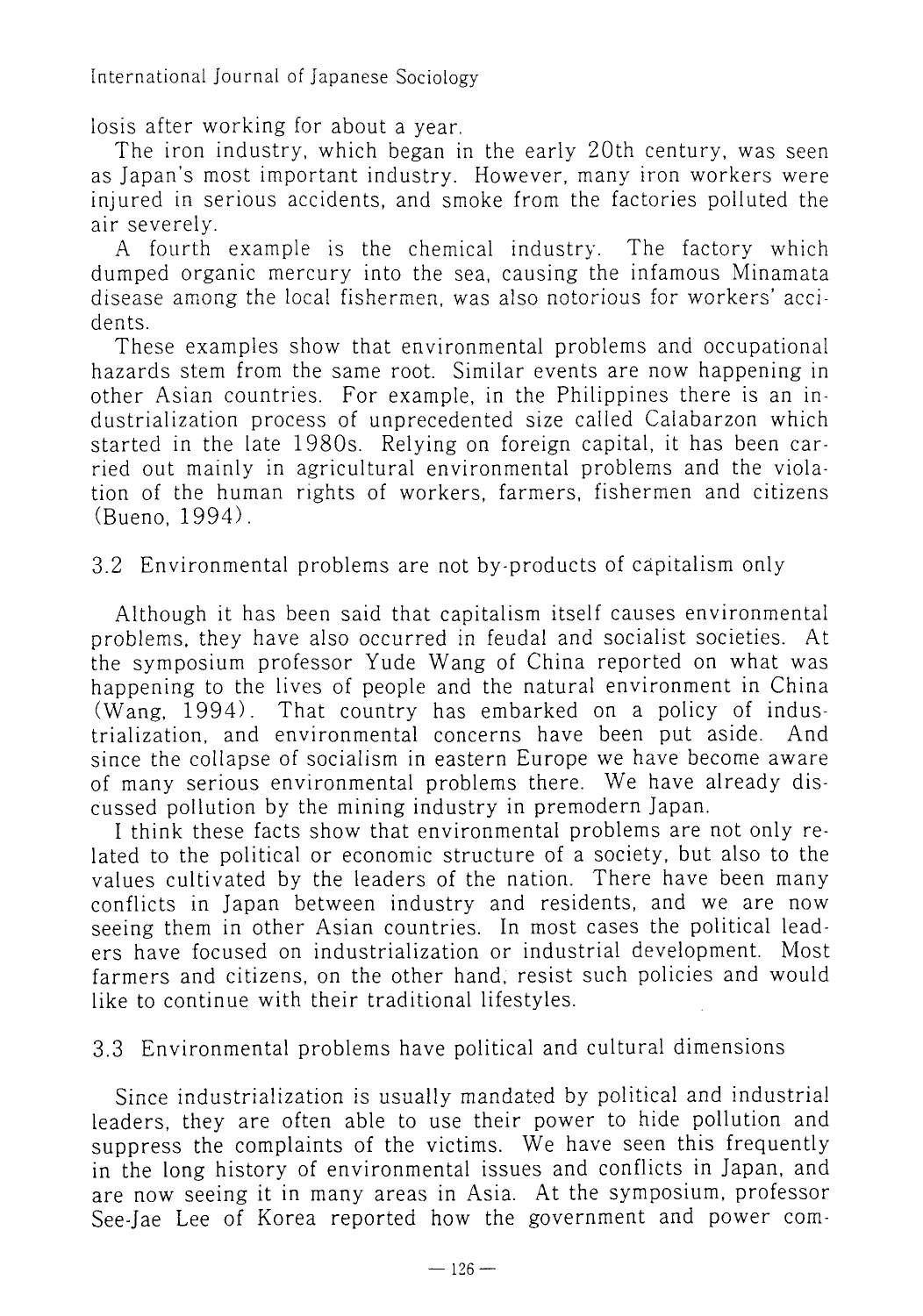losis after working for about a year.

The iron industry, which began in the early 20th century, was seen as Japan's most important industry. However, many iron workers were injured in serious accidents, and smoke from the factories polluted the air severely.

A fourth example is the chemical industry. The factory which dumped organic mercury into the sea, causing the infamous Minamata disease among the local fishermen, was also notorious for workers' accidents.

These examples show that environmental problems and occupational hazards stem from the same root. Similar events are now happening in other Asian countries. For example, in the Philippines there is an industrialization process of unprecedented size called Calabarzon which started in the late 1980s. Relying on foreign capital, it has been carried out mainly in agricultural environmental problems and the violation of the human rights of workers, farmers, fishermen and citizens (Bueno, 1994).

### 3.2 Environmental problems are not by-products of capitalism only

Although it has been said that capitalism itself causes environmental problems, they have also occurred in feudal and socialist societies. At the symposium professor Yude Wang of China reported on what was happening to the lives of people and the natural environment in China (Wang, 1994). That country has embarked on a policy of industrialization, and environmental concerns have been put aside. And since the collapse of socialism in eastern Europe we have become aware of many serious environmental problems there. We have already discussed pollution by the mining industry in premodern Japan.

I think these facts show that environmental problems are not only related to the political or economic structure of a society, but also to the values cultivated by the leaders of the nation. There have been many conflicts in Japan between industry and residents, and we are now seeing them in other Asian countries. In most cases the political leaders have focused on industrialization or industrial development. Most farmers and citizens, on the other hand, resist such policies and would like to continue with their traditional lifestyles.

### 3.3 Environmental problems have political and cultural dimensions

Since industrialization is usually mandated by political and industrial leaders, they are often able to use their power to hide pollution and suppress the complaints of the victims. We have seen this frequently in the long history of environmental issues and conflicts in Japan, and are now seeing it in many areas in Asia. At the symposium, professor See-Jae Lee of Korea reported how the government and power com-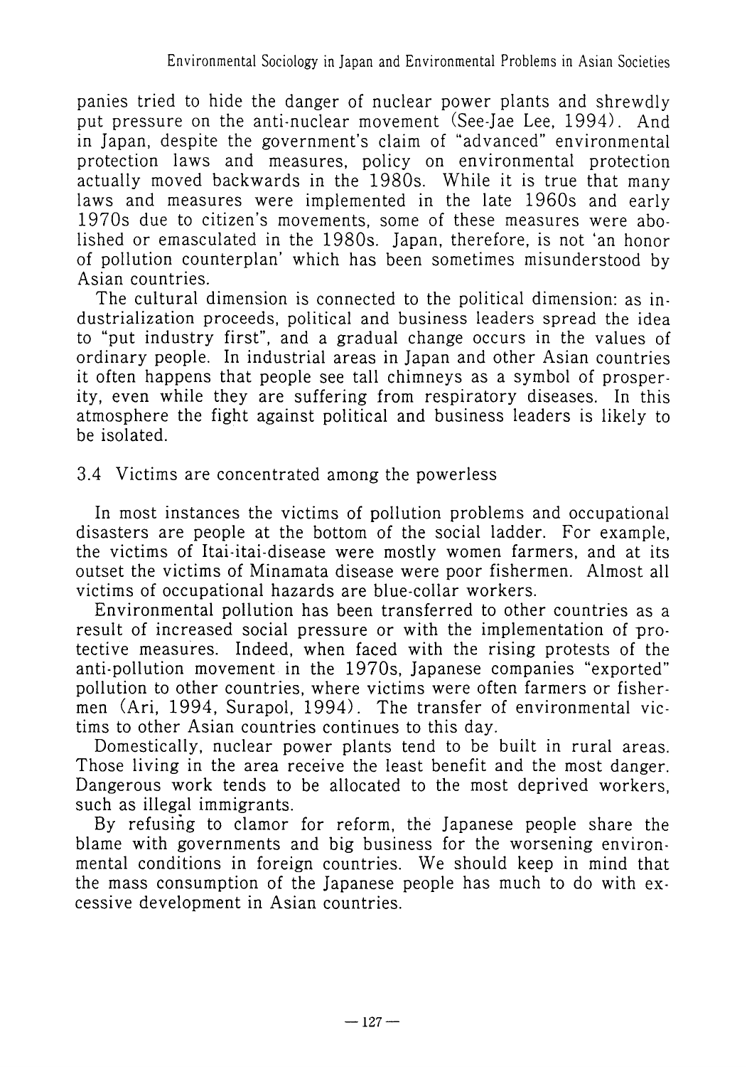panies tried to hide the danger of nuclear power plants and shrewdly put pressure on the anti-nuclear movement (See-Jae Lee, 1994). And in Japan, despite the government's claim of "advanced" environmental protection laws and measures, policy on environmental protection actually moved backwards in the 1980s. While it is true that many laws and measures were implemented in the late 1960s and early 1970s due to citizen's movements, some of these measures were abolished or emasculated in the 1980s. Japan, therefore, is not 'an honor of pollution counterplan' which has been sometimes misunderstood by Asian countries.

The cultural dimension is connected to the political dimension: as industrialization proceeds, political and business leaders spread the idea to "put industry first", and a gradual change occurs in the values of ordinary people. In industrial areas in Japan and other Asian countries it often happens that people see tall chimneys as a symbol of prosperity, even while they are suffering from respiratory diseases. In this atmosphere the fight against political and business leaders is likely to be isolated.

### 3.4 Victims are concentrated among the powerless

In most instances the victims of pollution problems and occupational disasters are people at the bottom of the social ladder. For example, the victims of Itai-itai-disease were mostly women farmers, and at its outset the victims of Minamata disease were poor fishermen. Almost all victims of occupational hazards are blue-collar workers.

Environmental pollution has been transferred to other countries as a result of increased social pressure or with the implementation of protective measures. Indeed, when faced with the rising protests of the anti-pollution movement in the 1970s, Japanese companies "exported" pollution to other countries, where victims were often farmers or fishermen (Ari, 1994, Surapol, 1994). The transfer of environmental victims to other Asian countries continues to this day.

Domestically, nuclear power plants tend to be built in rural areas. Those living in the area receive the least benefit and the most danger. Dangerous work tends to be allocated to the most deprived workers, such as illegal immigrants.

By refusing to clamor for reform, the Japanese people share the blame with governments and big business for the worsening environmental conditions in foreign countries. We should keep in mind that the mass consumption of the Japanese people has much to do with excessive development in Asian countries.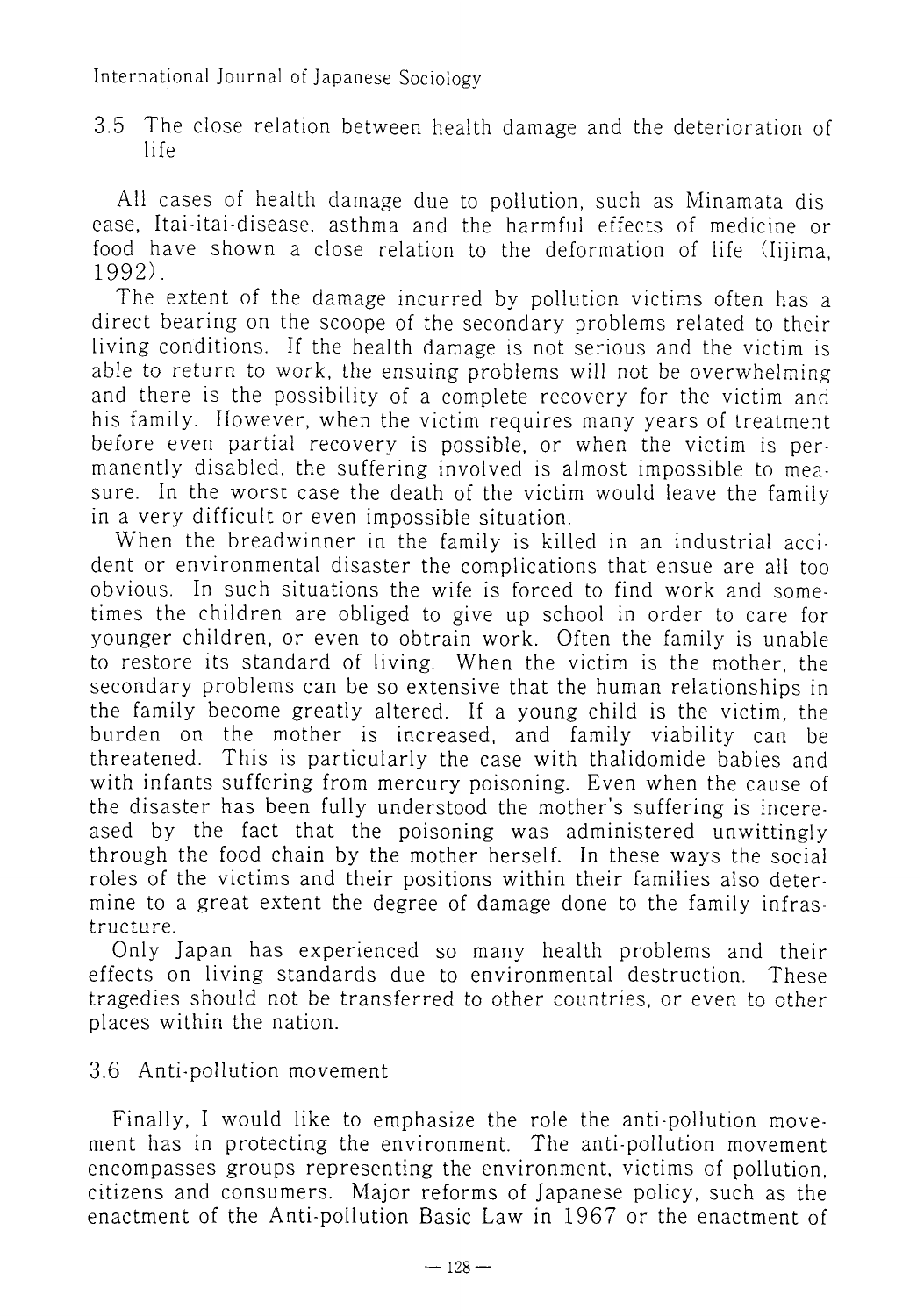### 3.5 The close relation between health damage and the deterioration of life

All cases of health damage due to pollution, such as Minamata disease, Itai-itai-disease, asthma and the harmful effects of medicine or food have shown a close relation to the deformation of life (Iijima, 1992).

The extent of the damage incurred by pollution victims often has a direct bearing on the scoope of the secondary problems related to their living conditions. If the health damage is not serious and the victim is able to return to work, the ensuing problems will not be overwhelming and there is the possibility of a complete recovery for the victim and his family. However, when the victim requires many years of treatment before even partial recovery is possible, or when the victim is permanently disabled, the suffering involved is almost impossible to measure. In the worst case the death of the victim would leave the family in a very difficult or even impossible situation.

When the breadwinner in the family is killed in an industrial accident or environmental disaster the complications that ensue are all too obvious. In such situations the wife is forced to find work and sometimes the children are obliged to give up school in order to care for younger children, or even to obtrain work. Often the family is unable to restore its standard of living. When the victim is the mother, the secondary problems can be so extensive that the human relationships in the family become greatly altered. If a young child is the victim, the burden on the mother is increased, and family viability can be threatened. This is particularly the case with thalidomide babies and with infants suffering from mercury poisoning. Even when the cause of the disaster has been fully understood the mother's suffering is incereased by the fact that the poisoning was administered unwittingly through the food chain by the mother herself. In these ways the social roles of the victims and their positions within their families also determine to a great extent the degree of damage done to the family infrastructure.

Only Japan has experienced so many health problems and their effects on living standards due to environmental destruction. These tragedies should not be transferred to other countries, or even to other places within the nation.

### 3.6 Anti-pollution movement

Finally, I would like to emphasize the role the anti-pollution movement has in protecting the environment. The anti-pollution movement encompasses groups representing the environment, victims of pollution, citizens and consumers. Major reforms of Japanese policy, such as the enactment of the Anti-pollution Basic Law in 1967 or the enactment of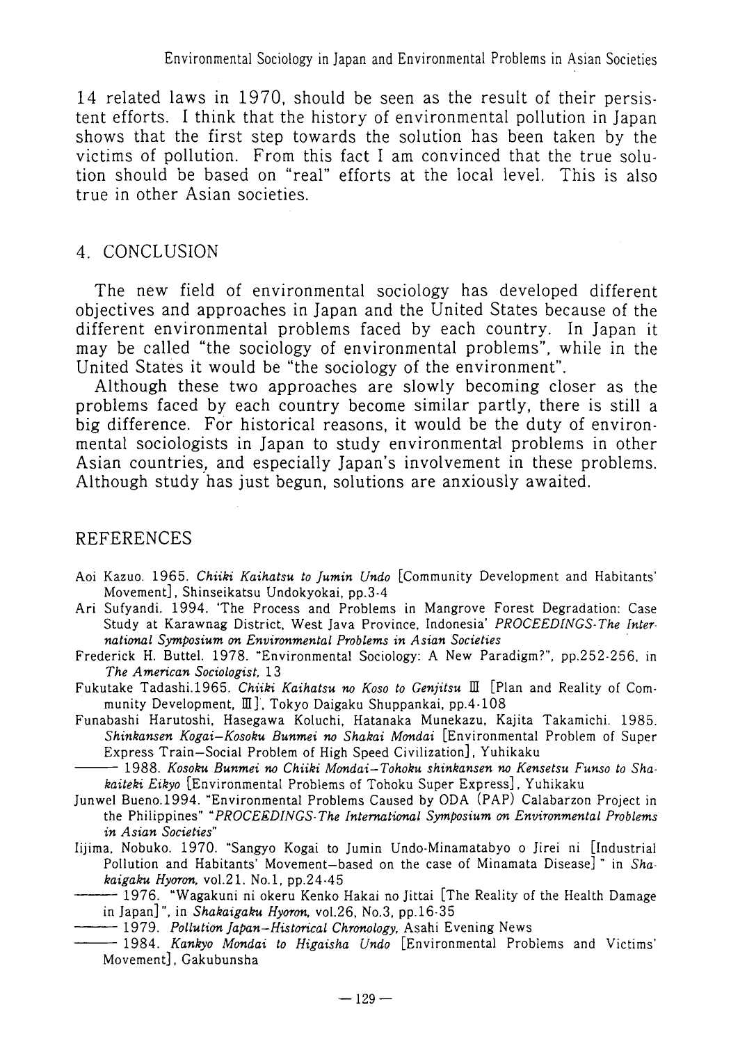14 related laws in 1970, should be seen as the result of their persistent efforts. I think that the history of environmental pollution in Japan shows that the first step towards the solution has been taken by the victims of pollution. From this fact I am convinced that the true solution should be based on "real" efforts at the local level. This is also true in other Asian societies.

## 4. CONCLUSION

The new field of environmental sociology has developed different objectives and approaches in Japan and the United States because of the different environmental problems faced by each country. In Japan it may be called "the sociology of environmental problems", while in the United States it would be "the sociology of the environment".

Although these two approaches are slowly becoming closer as the problems faced by each country become similar partly, there is still a big difference. For historical reasons, it would be the duty of environmental sociologists in Japan to study environmental problems in other Asian countries, and especially Japan's involvement in these problems. Although study has just begun, solutions are anxiously awaited.

## REFERENCES

Aoi Kazuo. 1965. *Chiiki Kaihatsu to Jumin Undo* [Community Development and Habitants' Movement], Shinseikatsu Undokyokai, pp.3-4

Ari Sufyandi. 1994. 'The Process and Problems in Mangrove Forest Degradation: Case Study at Karawnag District, West Java Province, Indonesia' *PROCEEDINGS-The International Symposium on Environmental Problems in Asian Societies*

Frederick H. Buttel. 1978. "Environmental Sociology: A New Paradigm?", pp.252-256, in *The American Sociologist*, 13

Fukutake Tadashi.1965. *Chiiki Kaihatsu no Koso to Genjitsu* Ⅲ [Plan and Reality of Community Development, Ⅲ], Tokyo Daigaku Shuppankai, pp.4-108

Funabashi Harutoshi, Hasegawa Koluchi, Hatanaka Munekazu, Kajita Takamichi. 1985. *Shinkansen Kogai–Kosoku Bunmei no Shakai Mondai* [Environmental Problem of Super Express Train–Social Problem of High Speed Civilization], Yuhikaku

——— 1988. *Kosoku Bunmei no Chiiki Mondai–Tohoku shinkansen no Kensetsu Funso to Shakaiteki Eikyo* [Environmental Problems of Tohoku Super Express], Yuhikaku

Junwel Bueno.1994. "Environmental Problems Caused by ODA (PAP) Calabarzon Project in the Philippines" "*PROCEEDINGS-The International Symposium on Environmental Problems in Asian Societies*"

Iijima, Nobuko. 1970. "Sangyo Kogai to Jumin Undo-Minamatabyo o Jirei ni [Industrial Pollution and Habitants' Movement–based on the case of Minamata Disease]" in *Shakaigaku Hyoron*, vol.21. No.1, pp.24-45

——— 1976. "Wagakuni ni okeru Kenko Hakai no Jittai [The Reality of the Health Damage in Japan]", in *Shakaigaku Hyoron*, vol.26, No.3, pp.16-35

——— 1979. *Pollution Japan–Historical Chronology*, Asahi Evening News

——— 1984. *Kankyo Mondai to Higaisha Undo* [Environmental Problems and Victims' Movement], Gakubunsha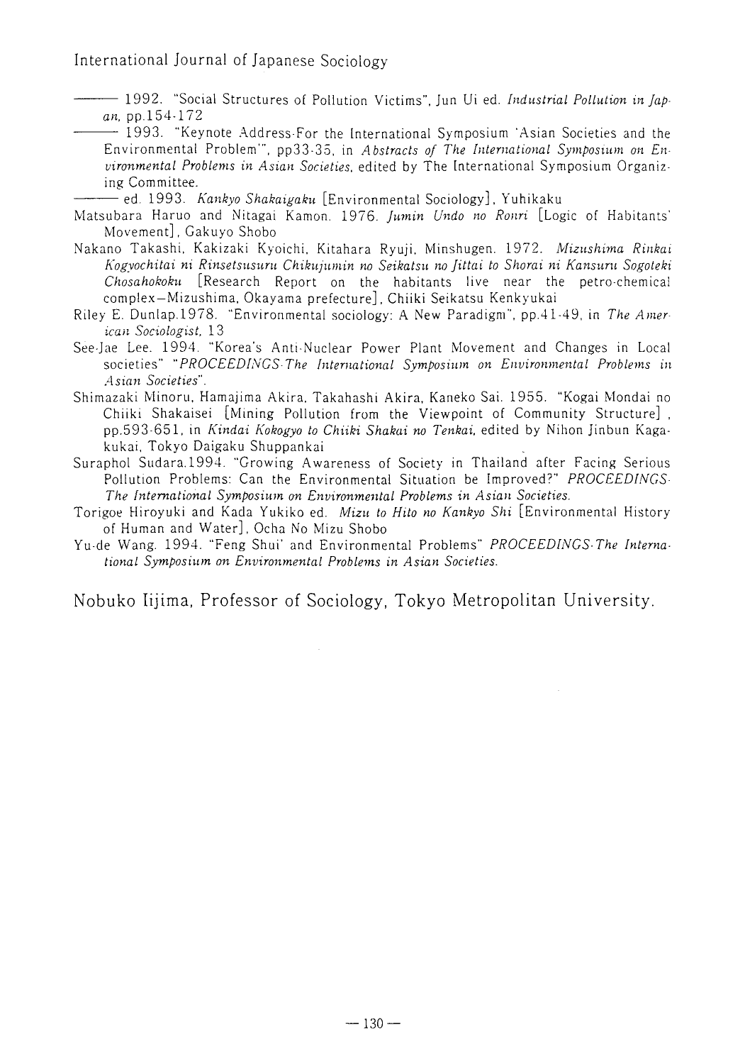——— 1992. "Social Structures of Pollution Victims", Jun Ui ed. *Industrial Pollution in Japan*, pp.154-172

——— 1993. "Keynote Address-For the International Symposium 'Asian Societies and the Environmental Problem'", pp33-35, in *Abstracts of The International Symposium on Environmental Problems in Asian Societies*, edited by The International Symposium Organizing Committee.

——— ed. 1993. *Kankyo Shakaigaku* [Environmental Sociology], Yuhikaku

Matsubara Haruo and Nitagai Kamon. 1976. *Jumin Undo no Ronri* [Logic of Habitants' Movement], Gakuyo Shobo

Nakano Takashi, Kakizaki Kyoichi, Kitahara Ryuji, Minshugen. 1972. *Mizushima Rinkai Kogyochitai ni Rinsetsusuru Chikujumin no Seikatsu no Jittai to Shorai ni Kansuru Sogoteki Chosahokoku* [Research Report on the habitants live near the petro-chemical complex—Mizushima, Okayama prefecture], Chiiki Seikatsu Kenkyukai

Riley E. Dunlap.1978. "Environmental sociology: A New Paradigm", pp.41-49, in *The American Sociologist*, 13

See-Jae Lee. 1994. "Korea's Anti-Nuclear Power Plant Movement and Changes in Local societies" "*PROCEEDINGS-The International Symposium on Environmental Problems in Asian Societies*".

Shimazaki Minoru, Hamajima Akira, Takahashi Akira, Kaneko Sai. 1955. "Kogai Mondai no Chiiki Shakaisei [Mining Pollution from the Viewpoint of Community Structure], pp.593-651, in *Kindai Kokogyo to Chiiki Shakai no Tenkai*, edited by Nihon Jinbun Kagakukai, Tokyo Daigaku Shuppankai

Suraphol Sudara.1994. "Growing Awareness of Society in Thailand after Facing Serious Pollution Problems: Can the Environmental Situation be Improved?" *PROCEEDINGS-The International Symposium on Environmental Problems in Asian Societies*.

Torigoe Hiroyuki and Kada Yukiko ed. *Mizu to Hito no Kankyo Shi* [Environmental History of Human and Water], Ocha No Mizu Shobo

Yu-de Wang. 1994. "Feng Shui' and Environmental Problems" *PROCEEDINGS-The International Symposium on Environmental Problems in Asian Societies*.

Nobuko Iijima, Professor of Sociology, Tokyo Metropolitan University.